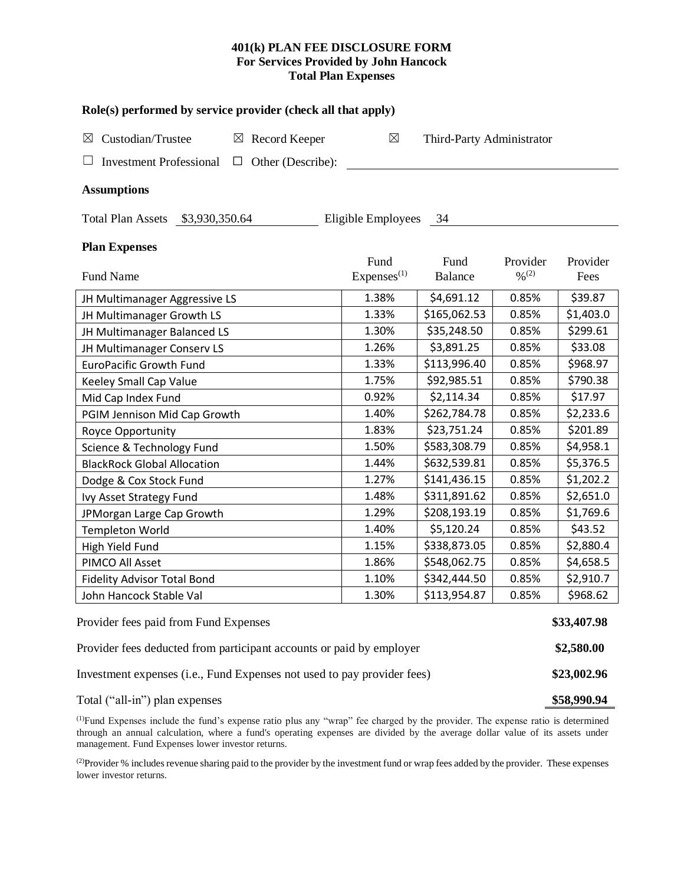**401(k) PLAN FEE DISCLOSURE FORM**
**For Services Provided by John Hancock**
**Total Plan Expenses**

**Role(s) performed by service provider (check all that apply)**

☒ Custodian/Trustee ☒ Record Keeper ☒ Third-Party Administrator

☐ Investment Professional ☐ Other (Describe): ____________________

**Assumptions**

Total Plan Assets $3,930,350.64 Eligible Employees 34

**Plan Expenses**

| Fund Name | Fund Expenses[(1)] | Fund Balance | Provider %[(2)] | Provider Fees |
|---|---|---|---|---|
| JH Multimanager Aggressive LS | 1.38% | $4,691.12 | 0.85% | $39.87 |
| JH Multimanager Growth LS | 1.33% | $165,062.53 | 0.85% | $1,403.0 |
| JH Multimanager Balanced LS | 1.30% | $35,248.50 | 0.85% | $299.61 |
| JH Multimanager Conserv LS | 1.26% | $3,891.25 | 0.85% | $33.08 |
| EuroPacific Growth Fund | 1.33% | $113,996.40 | 0.85% | $968.97 |
| Keeley Small Cap Value | 1.75% | $92,985.51 | 0.85% | $790.38 |
| Mid Cap Index Fund | 0.92% | $2,114.34 | 0.85% | $17.97 |
| PGIM Jennison Mid Cap Growth | 1.40% | $262,784.78 | 0.85% | $2,233.6 |
| Royce Opportunity | 1.83% | $23,751.24 | 0.85% | $201.89 |
| Science & Technology Fund | 1.50% | $583,308.79 | 0.85% | $4,958.1 |
| BlackRock Global Allocation | 1.44% | $632,539.81 | 0.85% | $5,376.5 |
| Dodge & Cox Stock Fund | 1.27% | $141,436.15 | 0.85% | $1,202.2 |
| Ivy Asset Strategy Fund | 1.48% | $311,891.62 | 0.85% | $2,651.0 |
| JPMorgan Large Cap Growth | 1.29% | $208,193.19 | 0.85% | $1,769.6 |
| Templeton World | 1.40% | $5,120.24 | 0.85% | $43.52 |
| High Yield Fund | 1.15% | $338,873.05 | 0.85% | $2,880.4 |
| PIMCO All Asset | 1.86% | $548,062.75 | 0.85% | $4,658.5 |
| Fidelity Advisor Total Bond | 1.10% | $342,444.50 | 0.85% | $2,910.7 |
| John Hancock Stable Val | 1.30% | $113,954.87 | 0.85% | $968.62 |

| | |
|---|---|
| Provider fees paid from Fund Expenses | **$33,407.98** |
| Provider fees deducted from participant accounts or paid by employer | **$2,580.00** |
| Investment expenses (i.e., Fund Expenses not used to pay provider fees) | **$23,002.96** |
| Total ("all-in") plan expenses | **$58,990.94** |

[(1)]Fund Expenses include the fund's expense ratio plus any "wrap" fee charged by the provider. The expense ratio is determined through an annual calculation, where a fund's operating expenses are divided by the average dollar value of its assets under management. Fund Expenses lower investor returns.

[(2)]Provider % includes revenue sharing paid to the provider by the investment fund or wrap fees added by the provider. These expenses lower investor returns.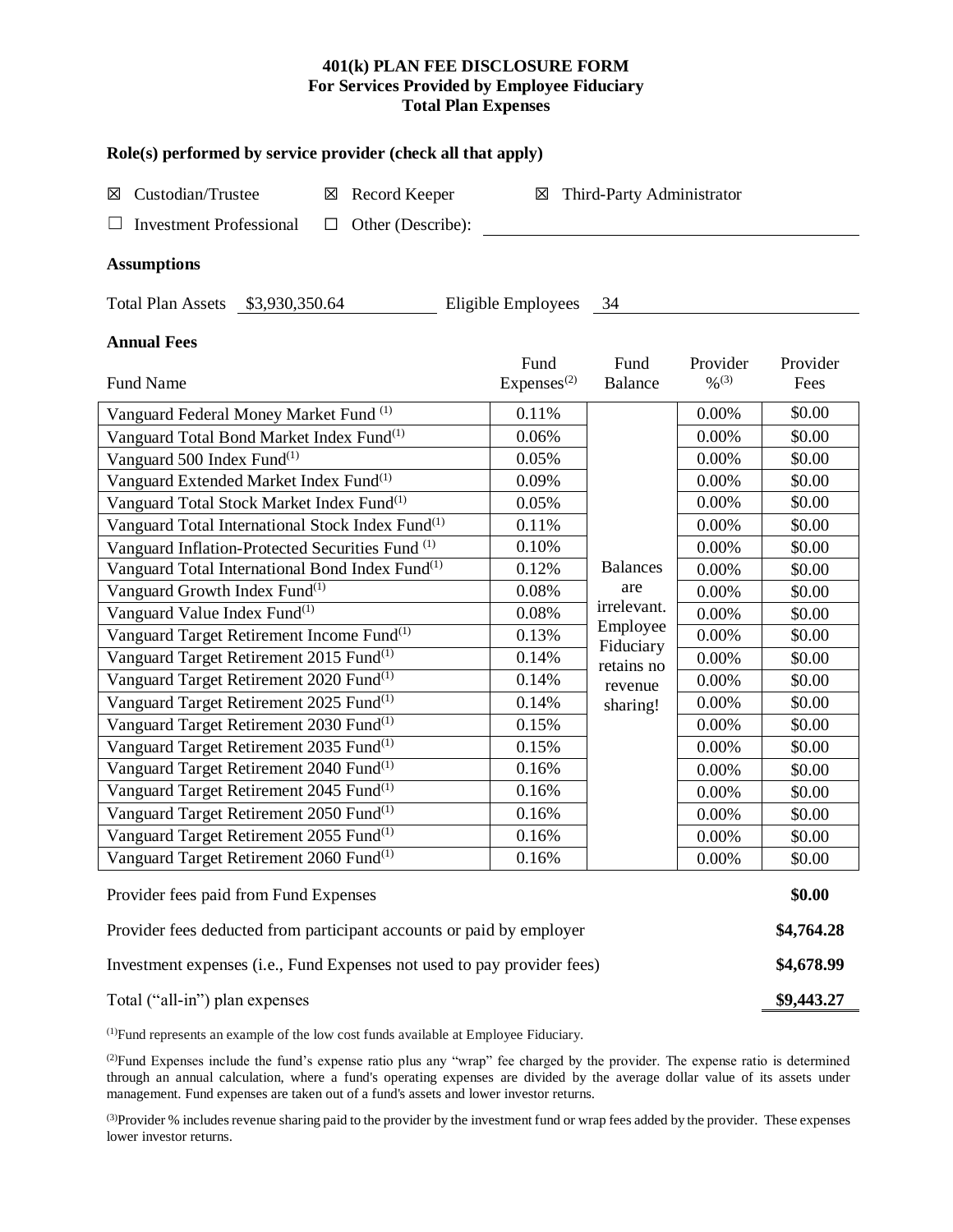**401(k) PLAN FEE DISCLOSURE FORM**
**For Services Provided by Employee Fiduciary**
**Total Plan Expenses**

### Role(s) performed by service provider (check all that apply)

☒ Custodian/Trustee ☒ Record Keeper ☒ Third-Party Administrator

☐ Investment Professional ☐ Other (Describe):

### Assumptions

Total Plan Assets $3,930,350.64 Eligible Employees 34

### Annual Fees

| Fund Name | Fund Expenses[2] | Fund Balance | Provider %[3] | Provider Fees |
|---|---|---|---|---|
| Vanguard Federal Money Market Fund [1] | 0.11% | Balances are irrelevant. Employee Fiduciary retains no revenue sharing! | 0.00% | $0.00 |
| Vanguard Total Bond Market Index Fund[1] | 0.06% | | 0.00% | $0.00 |
| Vanguard 500 Index Fund[1] | 0.05% | | 0.00% | $0.00 |
| Vanguard Extended Market Index Fund[1] | 0.09% | | 0.00% | $0.00 |
| Vanguard Total Stock Market Index Fund[1] | 0.05% | | 0.00% | $0.00 |
| Vanguard Total International Stock Index Fund[1] | 0.11% | | 0.00% | $0.00 |
| Vanguard Inflation-Protected Securities Fund [1] | 0.10% | | 0.00% | $0.00 |
| Vanguard Total International Bond Index Fund[1] | 0.12% | | 0.00% | $0.00 |
| Vanguard Growth Index Fund[1] | 0.08% | | 0.00% | $0.00 |
| Vanguard Value Index Fund[1] | 0.08% | | 0.00% | $0.00 |
| Vanguard Target Retirement Income Fund[1] | 0.13% | | 0.00% | $0.00 |
| Vanguard Target Retirement 2015 Fund[1] | 0.14% | | 0.00% | $0.00 |
| Vanguard Target Retirement 2020 Fund[1] | 0.14% | | 0.00% | $0.00 |
| Vanguard Target Retirement 2025 Fund[1] | 0.14% | | 0.00% | $0.00 |
| Vanguard Target Retirement 2030 Fund[1] | 0.15% | | 0.00% | $0.00 |
| Vanguard Target Retirement 2035 Fund[1] | 0.15% | | 0.00% | $0.00 |
| Vanguard Target Retirement 2040 Fund[1] | 0.16% | | 0.00% | $0.00 |
| Vanguard Target Retirement 2045 Fund[1] | 0.16% | | 0.00% | $0.00 |
| Vanguard Target Retirement 2050 Fund[1] | 0.16% | | 0.00% | $0.00 |
| Vanguard Target Retirement 2055 Fund[1] | 0.16% | | 0.00% | $0.00 |
| Vanguard Target Retirement 2060 Fund[1] | 0.16% | | 0.00% | $0.00 |

| | |
|---|---|
| Provider fees paid from Fund Expenses | **$0.00** |
| Provider fees deducted from participant accounts or paid by employer | **$4,764.28** |
| Investment expenses (i.e., Fund Expenses not used to pay provider fees) | **$4,678.99** |
| Total ("all-in") plan expenses | **$9,443.27** |

[1]Fund represents an example of the low cost funds available at Employee Fiduciary.

[2]Fund Expenses include the fund's expense ratio plus any "wrap" fee charged by the provider. The expense ratio is determined through an annual calculation, where a fund's operating expenses are divided by the average dollar value of its assets under management. Fund expenses are taken out of a fund's assets and lower investor returns.

[3]Provider % includes revenue sharing paid to the provider by the investment fund or wrap fees added by the provider. These expenses lower investor returns.